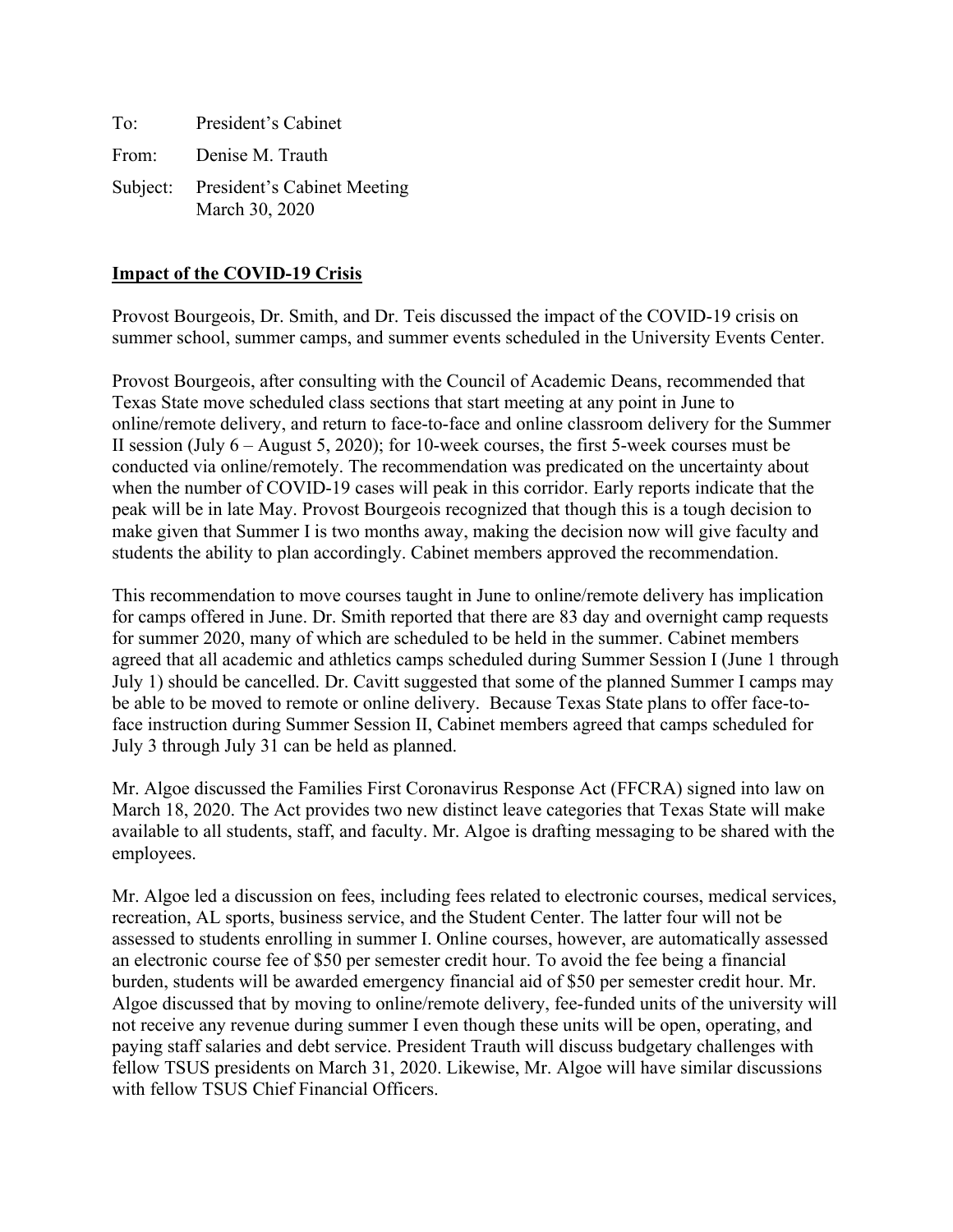To: President's Cabinet

From: Denise M. Trauth

Subject: President's Cabinet Meeting
March 30, 2020

**Impact of the COVID-19 Crisis**

Provost Bourgeois, Dr. Smith, and Dr. Teis discussed the impact of the COVID-19 crisis on summer school, summer camps, and summer events scheduled in the University Events Center.

Provost Bourgeois, after consulting with the Council of Academic Deans, recommended that Texas State move scheduled class sections that start meeting at any point in June to online/remote delivery, and return to face-to-face and online classroom delivery for the Summer II session (July 6 – August 5, 2020); for 10-week courses, the first 5-week courses must be conducted via online/remotely. The recommendation was predicated on the uncertainty about when the number of COVID-19 cases will peak in this corridor. Early reports indicate that the peak will be in late May. Provost Bourgeois recognized that though this is a tough decision to make given that Summer I is two months away, making the decision now will give faculty and students the ability to plan accordingly. Cabinet members approved the recommendation.

This recommendation to move courses taught in June to online/remote delivery has implication for camps offered in June. Dr. Smith reported that there are 83 day and overnight camp requests for summer 2020, many of which are scheduled to be held in the summer. Cabinet members agreed that all academic and athletics camps scheduled during Summer Session I (June 1 through July 1) should be cancelled. Dr. Cavitt suggested that some of the planned Summer I camps may be able to be moved to remote or online delivery. Because Texas State plans to offer face-to-face instruction during Summer Session II, Cabinet members agreed that camps scheduled for July 3 through July 31 can be held as planned.

Mr. Algoe discussed the Families First Coronavirus Response Act (FFCRA) signed into law on March 18, 2020. The Act provides two new distinct leave categories that Texas State will make available to all students, staff, and faculty. Mr. Algoe is drafting messaging to be shared with the employees.

Mr. Algoe led a discussion on fees, including fees related to electronic courses, medical services, recreation, AL sports, business service, and the Student Center. The latter four will not be assessed to students enrolling in summer I. Online courses, however, are automatically assessed an electronic course fee of $50 per semester credit hour. To avoid the fee being a financial burden, students will be awarded emergency financial aid of $50 per semester credit hour. Mr. Algoe discussed that by moving to online/remote delivery, fee-funded units of the university will not receive any revenue during summer I even though these units will be open, operating, and paying staff salaries and debt service. President Trauth will discuss budgetary challenges with fellow TSUS presidents on March 31, 2020. Likewise, Mr. Algoe will have similar discussions with fellow TSUS Chief Financial Officers.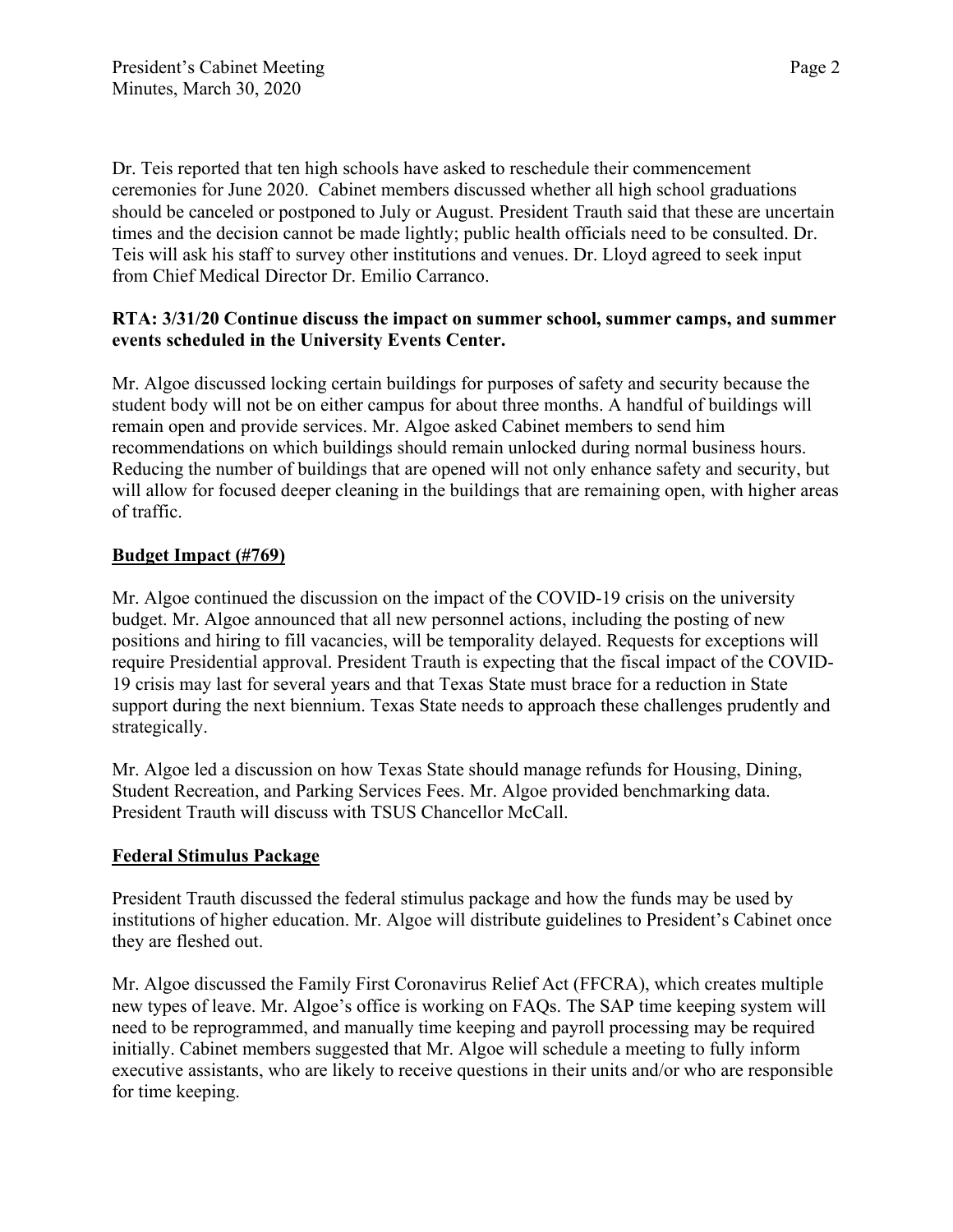Dr. Teis reported that ten high schools have asked to reschedule their commencement ceremonies for June 2020. Cabinet members discussed whether all high school graduations should be canceled or postponed to July or August. President Trauth said that these are uncertain times and the decision cannot be made lightly; public health officials need to be consulted. Dr. Teis will ask his staff to survey other institutions and venues. Dr. Lloyd agreed to seek input from Chief Medical Director Dr. Emilio Carranco.

**RTA: 3/31/20 Continue discuss the impact on summer school, summer camps, and summer events scheduled in the University Events Center.**

Mr. Algoe discussed locking certain buildings for purposes of safety and security because the student body will not be on either campus for about three months. A handful of buildings will remain open and provide services. Mr. Algoe asked Cabinet members to send him recommendations on which buildings should remain unlocked during normal business hours. Reducing the number of buildings that are opened will not only enhance safety and security, but will allow for focused deeper cleaning in the buildings that are remaining open, with higher areas of traffic.

**Budget Impact (#769)**

Mr. Algoe continued the discussion on the impact of the COVID-19 crisis on the university budget. Mr. Algoe announced that all new personnel actions, including the posting of new positions and hiring to fill vacancies, will be temporality delayed. Requests for exceptions will require Presidential approval. President Trauth is expecting that the fiscal impact of the COVID-19 crisis may last for several years and that Texas State must brace for a reduction in State support during the next biennium. Texas State needs to approach these challenges prudently and strategically.

Mr. Algoe led a discussion on how Texas State should manage refunds for Housing, Dining, Student Recreation, and Parking Services Fees. Mr. Algoe provided benchmarking data. President Trauth will discuss with TSUS Chancellor McCall.

**Federal Stimulus Package**

President Trauth discussed the federal stimulus package and how the funds may be used by institutions of higher education. Mr. Algoe will distribute guidelines to President's Cabinet once they are fleshed out.

Mr. Algoe discussed the Family First Coronavirus Relief Act (FFCRA), which creates multiple new types of leave. Mr. Algoe's office is working on FAQs. The SAP time keeping system will need to be reprogrammed, and manually time keeping and payroll processing may be required initially. Cabinet members suggested that Mr. Algoe will schedule a meeting to fully inform executive assistants, who are likely to receive questions in their units and/or who are responsible for time keeping.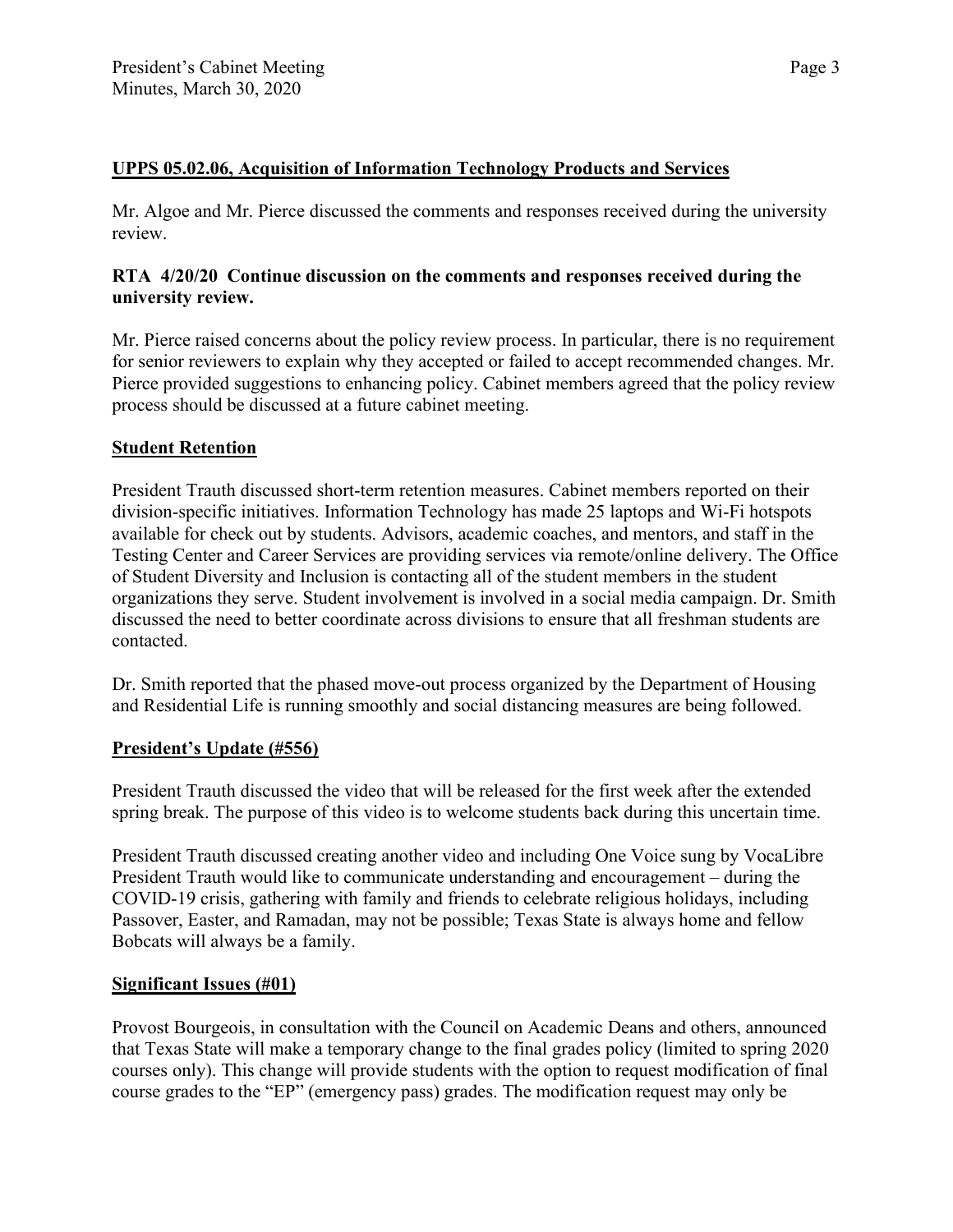**UPPS 05.02.06, Acquisition of Information Technology Products and Services**

Mr. Algoe and Mr. Pierce discussed the comments and responses received during the university review.

**RTA 4/20/20 Continue discussion on the comments and responses received during the university review.**

Mr. Pierce raised concerns about the policy review process. In particular, there is no requirement for senior reviewers to explain why they accepted or failed to accept recommended changes. Mr. Pierce provided suggestions to enhancing policy. Cabinet members agreed that the policy review process should be discussed at a future cabinet meeting.

**Student Retention**

President Trauth discussed short-term retention measures. Cabinet members reported on their division-specific initiatives. Information Technology has made 25 laptops and Wi-Fi hotspots available for check out by students. Advisors, academic coaches, and mentors, and staff in the Testing Center and Career Services are providing services via remote/online delivery. The Office of Student Diversity and Inclusion is contacting all of the student members in the student organizations they serve. Student involvement is involved in a social media campaign. Dr. Smith discussed the need to better coordinate across divisions to ensure that all freshman students are contacted.

Dr. Smith reported that the phased move-out process organized by the Department of Housing and Residential Life is running smoothly and social distancing measures are being followed.

**President's Update (#556)**

President Trauth discussed the video that will be released for the first week after the extended spring break. The purpose of this video is to welcome students back during this uncertain time.

President Trauth discussed creating another video and including One Voice sung by VocaLibre President Trauth would like to communicate understanding and encouragement – during the COVID-19 crisis, gathering with family and friends to celebrate religious holidays, including Passover, Easter, and Ramadan, may not be possible; Texas State is always home and fellow Bobcats will always be a family.

**Significant Issues (#01)**

Provost Bourgeois, in consultation with the Council on Academic Deans and others, announced that Texas State will make a temporary change to the final grades policy (limited to spring 2020 courses only). This change will provide students with the option to request modification of final course grades to the "EP" (emergency pass) grades. The modification request may only be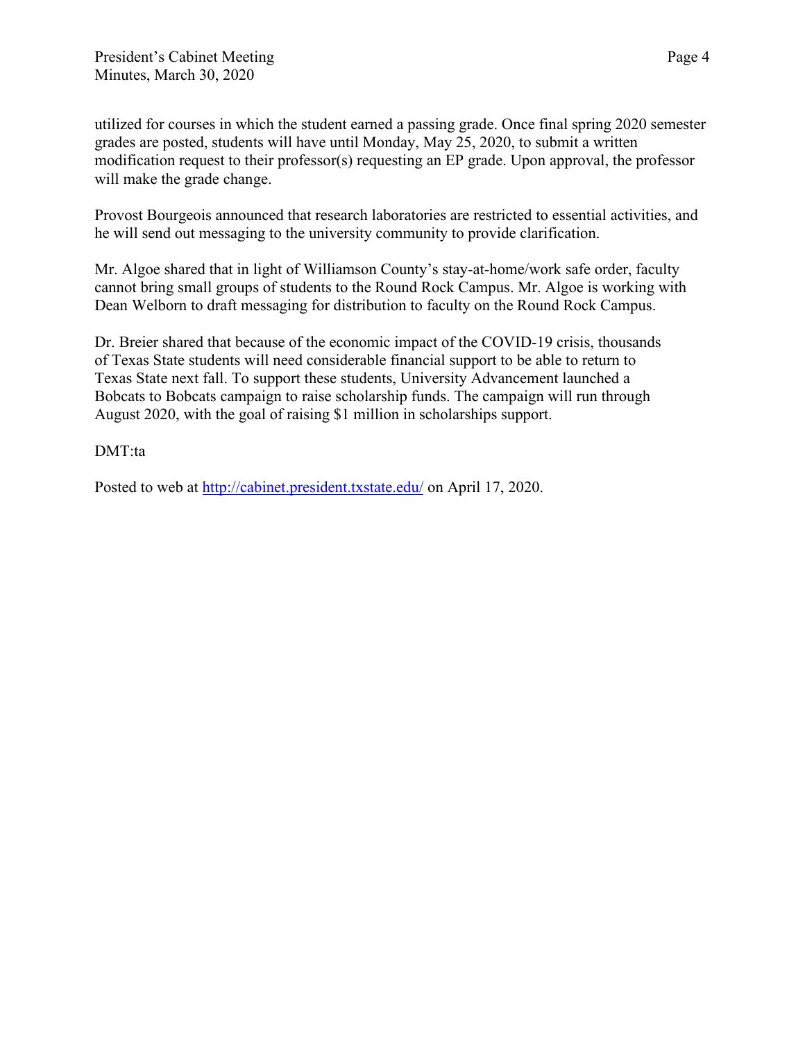utilized for courses in which the student earned a passing grade. Once final spring 2020 semester grades are posted, students will have until Monday, May 25, 2020, to submit a written modification request to their professor(s) requesting an EP grade. Upon approval, the professor will make the grade change.

Provost Bourgeois announced that research laboratories are restricted to essential activities, and he will send out messaging to the university community to provide clarification.

Mr. Algoe shared that in light of Williamson County's stay-at-home/work safe order, faculty cannot bring small groups of students to the Round Rock Campus. Mr. Algoe is working with Dean Welborn to draft messaging for distribution to faculty on the Round Rock Campus.

Dr. Breier shared that because of the economic impact of the COVID-19 crisis, thousands of Texas State students will need considerable financial support to be able to return to Texas State next fall. To support these students, University Advancement launched a Bobcats to Bobcats campaign to raise scholarship funds. The campaign will run through August 2020, with the goal of raising $1 million in scholarships support.

DMT:ta

Posted to web at [http://cabinet.president.txstate.edu/](http://cabinet.president.txstate.edu/) on April 17, 2020.